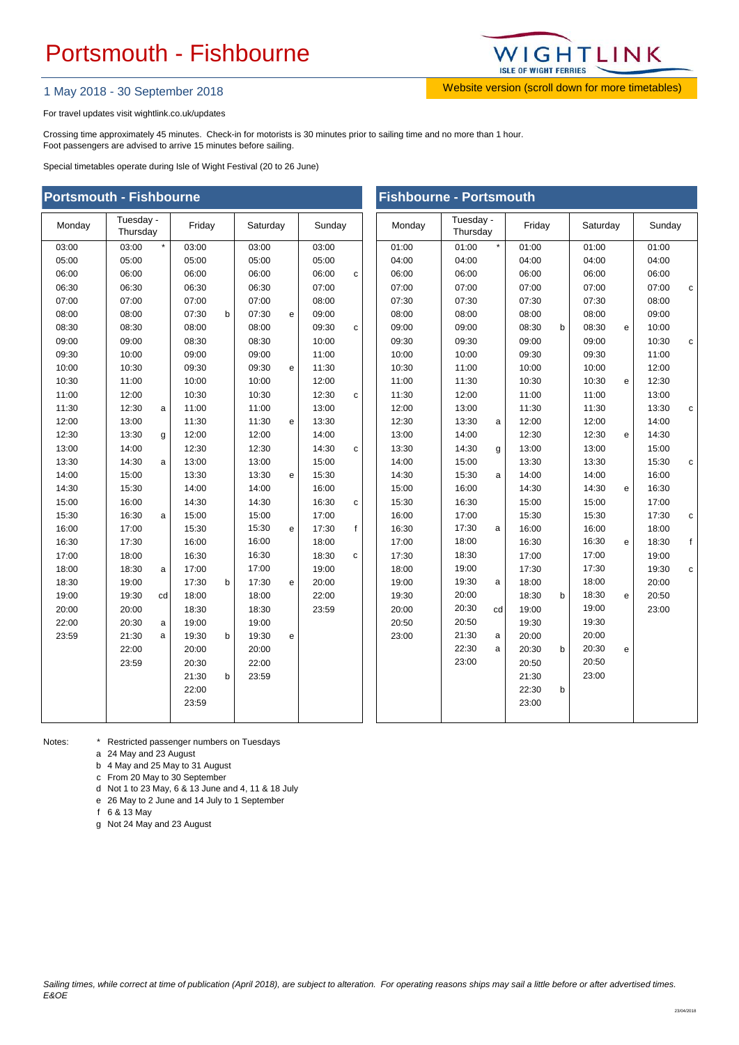# Portsmouth - Fishbourne

1 May 2018 - 30 September 2018

Website version (scroll down for more timetables)

For travel updates visit wightlink.co.uk/updates

Crossing time approximately 45 minutes. Check-in for motorists is 30 minutes prior to sailing time and no more than 1 hour.
Foot passengers are advised to arrive 15 minutes before sailing.

Special timetables operate during Isle of Wight Festival (20 to 26 June)

## Portsmouth - Fishbourne

| Monday | Tuesday - Thursday | | Friday | | Saturday | | Sunday | |
|---|---|---|---|---|---|---|---|---|
| 03:00 | 03:00 | * | 03:00 | | 03:00 | | 03:00 | |
| 05:00 | 05:00 | | 05:00 | | 05:00 | | 05:00 | |
| 06:00 | 06:00 | | 06:00 | | 06:00 | | 06:00 | c |
| 06:30 | 06:30 | | 06:30 | | 06:30 | | 07:00 | |
| 07:00 | 07:00 | | 07:00 | | 07:00 | | 08:00 | |
| 08:00 | 08:00 | | 07:30 | b | 07:30 | e | 09:00 | |
| 08:30 | 08:30 | | 08:00 | | 08:00 | | 09:30 | c |
| 09:00 | 09:00 | | 08:30 | | 08:30 | | 10:00 | |
| 09:30 | 10:00 | | 09:00 | | 09:00 | | 11:00 | |
| 10:00 | 10:30 | | 09:30 | | 09:30 | e | 11:30 | |
| 10:30 | 11:00 | | 10:00 | | 10:00 | | 12:00 | |
| 11:00 | 12:00 | | 10:30 | | 10:30 | | 12:30 | c |
| 11:30 | 12:30 | a | 11:00 | | 11:00 | | 13:00 | |
| 12:00 | 13:00 | | 11:30 | | 11:30 | e | 13:30 | |
| 12:30 | 13:30 | g | 12:00 | | 12:00 | | 14:00 | |
| 13:00 | 14:00 | | 12:30 | | 12:30 | | 14:30 | c |
| 13:30 | 14:30 | a | 13:00 | | 13:00 | | 15:00 | |
| 14:00 | 15:00 | | 13:30 | | 13:30 | e | 15:30 | |
| 14:30 | 15:30 | | 14:00 | | 14:00 | | 16:00 | |
| 15:00 | 16:00 | | 14:30 | | 14:30 | | 16:30 | c |
| 15:30 | 16:30 | a | 15:00 | | 15:00 | | 17:00 | |
| 16:00 | 17:00 | | 15:30 | | 15:30 | e | 17:30 | f |
| 16:30 | 17:30 | | 16:00 | | 16:00 | | 18:00 | |
| 17:00 | 18:00 | | 16:30 | | 16:30 | | 18:30 | c |
| 18:00 | 18:30 | a | 17:00 | | 17:00 | | 19:00 | |
| 18:30 | 19:00 | | 17:30 | b | 17:30 | e | 20:00 | |
| 19:00 | 19:30 | cd | 18:00 | | 18:00 | | 22:00 | |
| 20:00 | 20:00 | | 18:30 | | 18:30 | | 23:59 | |
| 22:00 | 20:30 | a | 19:00 | | 19:00 | | | |
| 23:59 | 21:30 | a | 19:30 | b | 19:30 | e | | |
| | 22:00 | | 20:00 | | 20:00 | | | |
| | 23:59 | | 20:30 | | 22:00 | | | |
| | | | 21:30 | b | 23:59 | | | |
| | | | 22:00 | | | | | |
| | | | 23:59 | | | | | |

## Fishbourne - Portsmouth

| Monday | Tuesday - Thursday | | Friday | | Saturday | | Sunday | |
|---|---|---|---|---|---|---|---|---|
| 01:00 | 01:00 | * | 01:00 | | 01:00 | | 01:00 | |
| 04:00 | 04:00 | | 04:00 | | 04:00 | | 04:00 | |
| 06:00 | 06:00 | | 06:00 | | 06:00 | | 06:00 | |
| 07:00 | 07:00 | | 07:00 | | 07:00 | | 07:00 | c |
| 07:30 | 07:30 | | 07:30 | | 07:30 | | 08:00 | |
| 08:00 | 08:00 | | 08:00 | | 08:00 | | 09:00 | |
| 09:00 | 09:00 | | 08:30 | b | 08:30 | e | 10:00 | |
| 09:30 | 09:30 | | 09:00 | | 09:00 | | 10:30 | c |
| 10:00 | 10:00 | | 09:30 | | 09:30 | | 11:00 | |
| 10:30 | 11:00 | | 10:00 | | 10:00 | | 12:00 | |
| 11:00 | 11:30 | | 10:30 | | 10:30 | e | 12:30 | |
| 11:30 | 12:00 | | 11:00 | | 11:00 | | 13:00 | |
| 12:00 | 13:00 | | 11:30 | | 11:30 | | 13:30 | c |
| 12:30 | 13:30 | a | 12:00 | | 12:00 | | 14:00 | |
| 13:00 | 14:00 | | 12:30 | | 12:30 | e | 14:30 | |
| 13:30 | 14:30 | g | 13:00 | | 13:00 | | 15:00 | |
| 14:00 | 15:00 | | 13:30 | | 13:30 | | 15:30 | c |
| 14:30 | 15:30 | a | 14:00 | | 14:00 | | 16:00 | |
| 15:00 | 16:00 | | 14:30 | | 14:30 | e | 16:30 | |
| 15:30 | 16:30 | | 15:00 | | 15:00 | | 17:00 | |
| 16:00 | 17:00 | | 15:30 | | 15:30 | | 17:30 | c |
| 16:30 | 17:30 | a | 16:00 | | 16:00 | | 18:00 | |
| 17:00 | 18:00 | | 16:30 | | 16:30 | e | 18:30 | f |
| 17:30 | 18:30 | | 17:00 | | 17:00 | | 19:00 | |
| 18:00 | 19:00 | | 17:30 | | 17:30 | | 19:30 | c |
| 19:00 | 19:30 | a | 18:00 | | 18:00 | | 20:00 | |
| 19:30 | 20:00 | | 18:30 | b | 18:30 | e | 20:50 | |
| 20:00 | 20:30 | cd | 19:00 | | 19:00 | | 23:00 | |
| 20:50 | 20:50 | | 19:30 | | 19:30 | | | |
| 23:00 | 21:30 | a | 20:00 | | 20:00 | | | |
| | 22:30 | a | 20:30 | b | 20:30 | e | | |
| | 23:00 | | 20:50 | | 20:50 | | | |
| | | | 21:30 | | 23:00 | | | |
| | | | 22:30 | b | | | | |
| | | | 23:00 | | | | | |

Notes:
- \* Restricted passenger numbers on Tuesdays
- a 24 May and 23 August
- b 4 May and 25 May to 31 August
- c From 20 May to 30 September
- d Not 1 to 23 May, 6 & 13 June and 4, 11 & 18 July
- e 26 May to 2 June and 14 July to 1 September
- f 6 & 13 May
- g Not 24 May and 23 August

*Sailing times, while correct at time of publication (April 2018), are subject to alteration. For operating reasons ships may sail a little before or after advertised times. E&OE*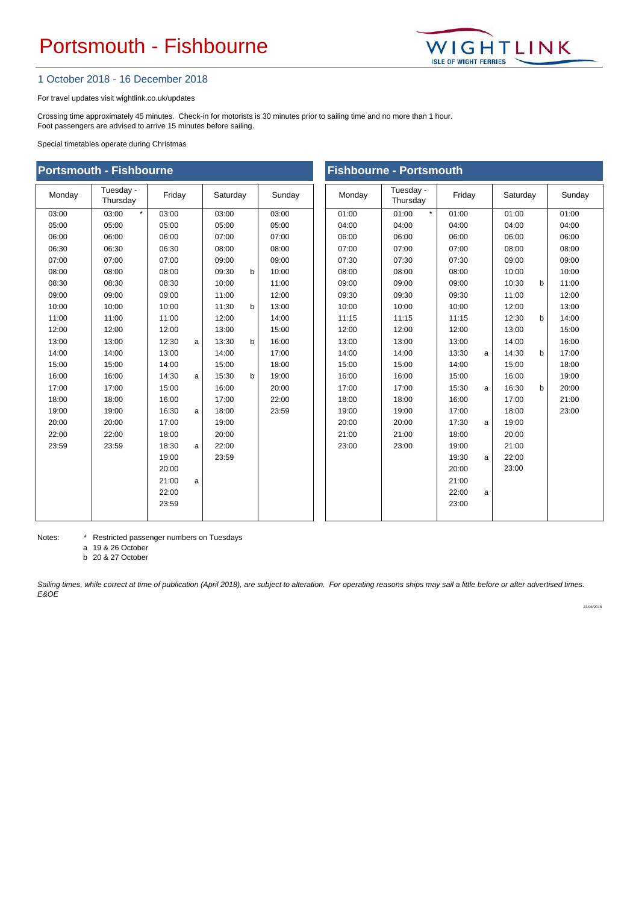# Portsmouth - Fishbourne

1 October 2018 - 16 December 2018

For travel updates visit wightlink.co.uk/updates

Crossing time approximately 45 minutes. Check-in for motorists is 30 minutes prior to sailing time and no more than 1 hour.
Foot passengers are advised to arrive 15 minutes before sailing.

Special timetables operate during Christmas

## Portsmouth - Fishbourne

| Monday | Tuesday - Thursday | Friday | Saturday | Sunday |
|---|---|---|---|---|
| 03:00 | 03:00 * | 03:00 | 03:00 | 03:00 |
| 05:00 | 05:00 | 05:00 | 05:00 | 05:00 |
| 06:00 | 06:00 | 06:00 | 07:00 | 07:00 |
| 06:30 | 06:30 | 06:30 | 08:00 | 08:00 |
| 07:00 | 07:00 | 07:00 | 09:00 | 09:00 |
| 08:00 | 08:00 | 08:00 | 09:30 b | 10:00 |
| 08:30 | 08:30 | 08:30 | 10:00 | 11:00 |
| 09:00 | 09:00 | 09:00 | 11:00 | 12:00 |
| 10:00 | 10:00 | 10:00 | 11:30 b | 13:00 |
| 11:00 | 11:00 | 11:00 | 12:00 | 14:00 |
| 12:00 | 12:00 | 12:00 | 13:00 | 15:00 |
| 13:00 | 13:00 | 12:30 a | 13:30 b | 16:00 |
| 14:00 | 14:00 | 13:00 | 14:00 | 17:00 |
| 15:00 | 15:00 | 14:00 | 15:00 | 18:00 |
| 16:00 | 16:00 | 14:30 a | 15:30 b | 19:00 |
| 17:00 | 17:00 | 15:00 | 16:00 | 20:00 |
| 18:00 | 18:00 | 16:00 | 17:00 | 22:00 |
| 19:00 | 19:00 | 16:30 a | 18:00 | 23:59 |
| 20:00 | 20:00 | 17:00 | 19:00 | |
| 22:00 | 22:00 | 18:00 | 20:00 | |
| 23:59 | 23:59 | 18:30 a | 22:00 | |
| | | 19:00 | 23:59 | |
| | | 20:00 | | |
| | | 21:00 a | | |
| | | 22:00 | | |
| | | 23:59 | | |

## Fishbourne - Portsmouth

| Monday | Tuesday - Thursday | Friday | Saturday | Sunday |
|---|---|---|---|---|
| 01:00 | 01:00 * | 01:00 | 01:00 | 01:00 |
| 04:00 | 04:00 | 04:00 | 04:00 | 04:00 |
| 06:00 | 06:00 | 06:00 | 06:00 | 06:00 |
| 07:00 | 07:00 | 07:00 | 08:00 | 08:00 |
| 07:30 | 07:30 | 07:30 | 09:00 | 09:00 |
| 08:00 | 08:00 | 08:00 | 10:00 | 10:00 |
| 09:00 | 09:00 | 09:00 | 10:30 b | 11:00 |
| 09:30 | 09:30 | 09:30 | 11:00 | 12:00 |
| 10:00 | 10:00 | 10:00 | 12:00 | 13:00 |
| 11:15 | 11:15 | 11:15 | 12:30 b | 14:00 |
| 12:00 | 12:00 | 12:00 | 13:00 | 15:00 |
| 13:00 | 13:00 | 13:00 | 14:00 | 16:00 |
| 14:00 | 14:00 | 13:30 a | 14:30 b | 17:00 |
| 15:00 | 15:00 | 14:00 | 15:00 | 18:00 |
| 16:00 | 16:00 | 15:00 | 16:00 | 19:00 |
| 17:00 | 17:00 | 15:30 a | 16:30 b | 20:00 |
| 18:00 | 18:00 | 16:00 | 17:00 | 21:00 |
| 19:00 | 19:00 | 17:00 | 18:00 | 23:00 |
| 20:00 | 20:00 | 17:30 a | 19:00 | |
| 21:00 | 21:00 | 18:00 | 20:00 | |
| 23:00 | 23:00 | 19:00 | 21:00 | |
| | | 19:30 a | 22:00 | |
| | | 20:00 | 23:00 | |
| | | 21:00 | | |
| | | 22:00 a | | |
| | | 23:00 | | |

Notes:
- \* Restricted passenger numbers on Tuesdays
- a 19 & 26 October
- b 20 & 27 October

*Sailing times, while correct at time of publication (April 2018), are subject to alteration. For operating reasons ships may sail a little before or after advertised times. E&OE*

23/04/2018